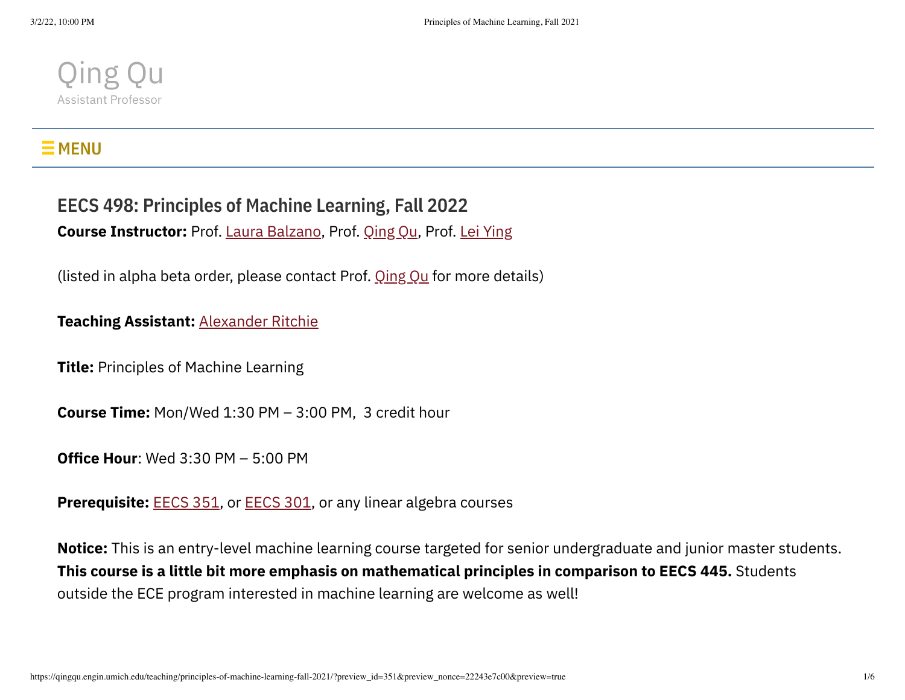Qing Qu

Assistant Professor

☰ MENU

## EECS 498: Principles of Machine Learning, Fall 2022

**Course Instructor:** Prof. Laura Balzano, Prof. Qing Qu, Prof. Lei Ying

(listed in alpha beta order, please contact Prof. Qing Qu for more details)

**Teaching Assistant:** Alexander Ritchie

**Title:** Principles of Machine Learning

**Course Time:** Mon/Wed 1:30 PM – 3:00 PM,  3 credit hour

**Office Hour**: Wed 3:30 PM – 5:00 PM

**Prerequisite:** EECS 351, or EECS 301, or any linear algebra courses

**Notice:** This is an entry-level machine learning course targeted for senior undergraduate and junior master students. **This course is a little bit more emphasis on mathematical principles in comparison to EECS 445.** Students outside the ECE program interested in machine learning are welcome as well!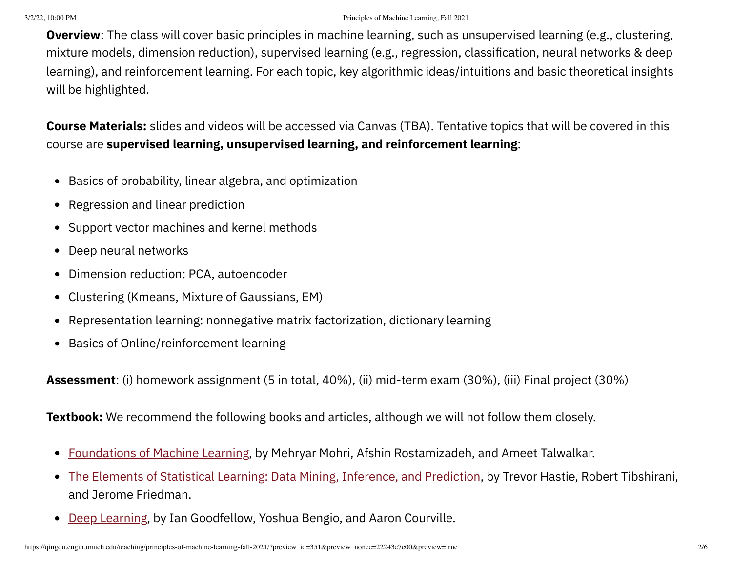**Overview**: The class will cover basic principles in machine learning, such as unsupervised learning (e.g., clustering, mixture models, dimension reduction), supervised learning (e.g., regression, classification, neural networks & deep learning), and reinforcement learning. For each topic, key algorithmic ideas/intuitions and basic theoretical insights will be highlighted.

**Course Materials:** slides and videos will be accessed via Canvas (TBA). Tentative topics that will be covered in this course are **supervised learning, unsupervised learning, and reinforcement learning**:

- Basics of probability, linear algebra, and optimization
- Regression and linear prediction
- Support vector machines and kernel methods
- Deep neural networks
- Dimension reduction: PCA, autoencoder
- Clustering (Kmeans, Mixture of Gaussians, EM)
- Representation learning: nonnegative matrix factorization, dictionary learning
- Basics of Online/reinforcement learning

**Assessment**: (i) homework assignment (5 in total, 40%), (ii) mid-term exam (30%), (iii) Final project (30%)

**Textbook:** We recommend the following books and articles, although we will not follow them closely.

- Foundations of Machine Learning, by Mehryar Mohri, Afshin Rostamizadeh, and Ameet Talwalkar.
- The Elements of Statistical Learning: Data Mining, Inference, and Prediction, by Trevor Hastie, Robert Tibshirani, and Jerome Friedman.
- Deep Learning, by Ian Goodfellow, Yoshua Bengio, and Aaron Courville.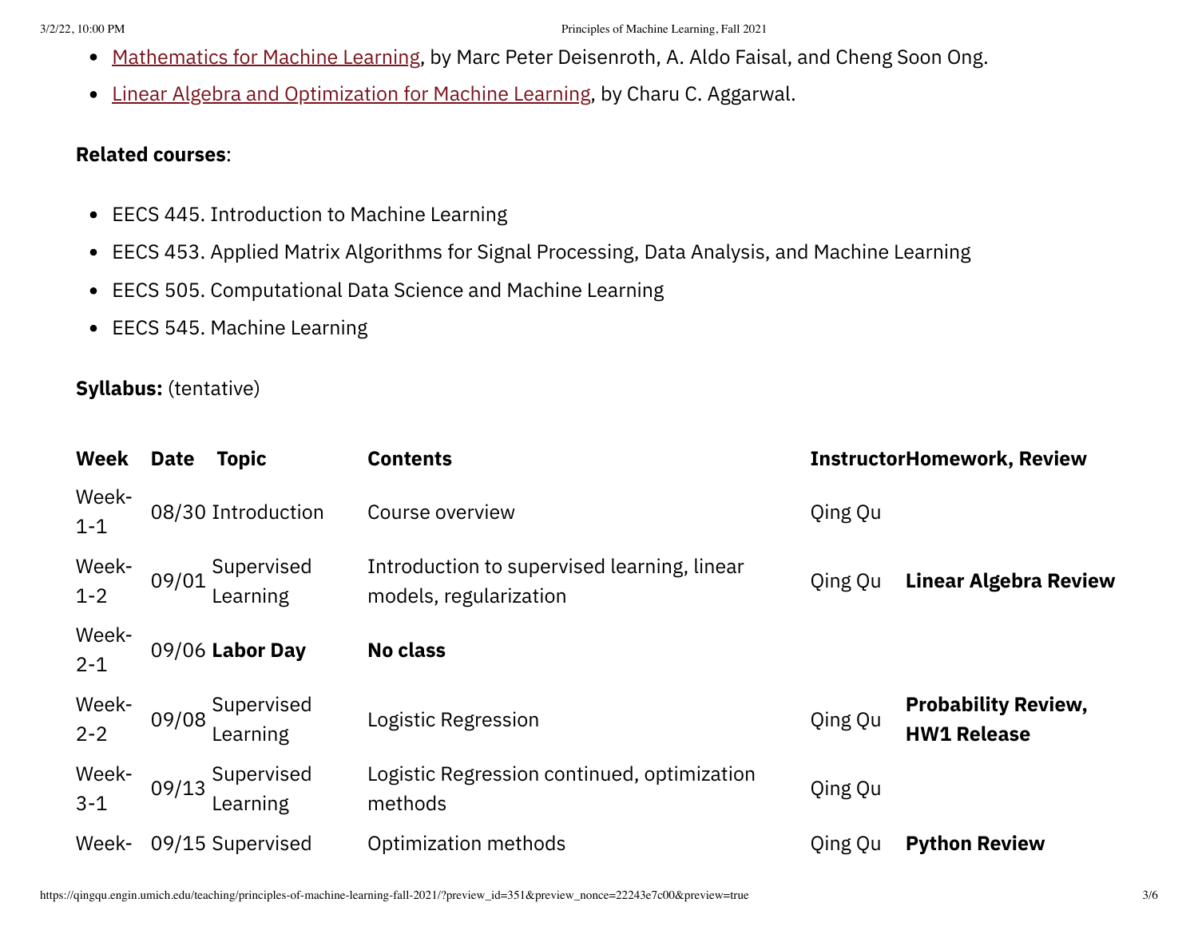- Mathematics for Machine Learning, by Marc Peter Deisenroth, A. Aldo Faisal, and Cheng Soon Ong.
- Linear Algebra and Optimization for Machine Learning, by Charu C. Aggarwal.

**Related courses**:

- EECS 445. Introduction to Machine Learning
- EECS 453. Applied Matrix Algorithms for Signal Processing, Data Analysis, and Machine Learning
- EECS 505. Computational Data Science and Machine Learning
- EECS 545. Machine Learning

**Syllabus:** (tentative)

| Week | Date | Topic | Contents | Instructor | Homework, Review |
|---|---|---|---|---|---|
| Week-1-1 | 08/30 | Introduction | Course overview | Qing Qu | |
| Week-1-2 | 09/01 | Supervised Learning | Introduction to supervised learning, linear models, regularization | Qing Qu | **Linear Algebra Review** |
| Week-2-1 | 09/06 | **Labor Day** | **No class** | | |
| Week-2-2 | 09/08 | Supervised Learning | Logistic Regression | Qing Qu | **Probability Review, HW1 Release** |
| Week-3-1 | 09/13 | Supervised Learning | Logistic Regression continued, optimization methods | Qing Qu | |
| Week- | 09/15 | Supervised | Optimization methods | Qing Qu | **Python Review** |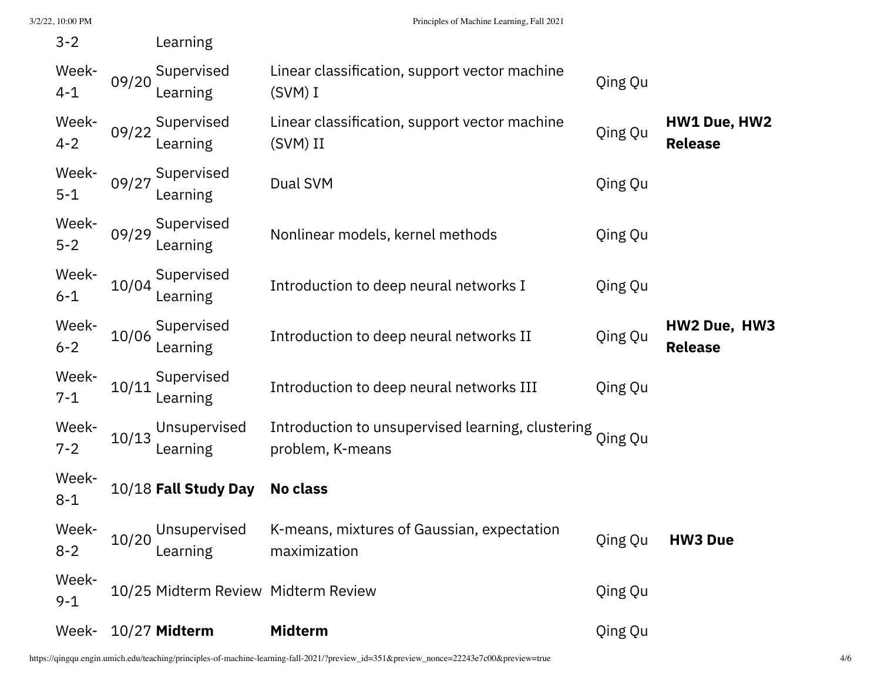| | | | | | |
|---|---|---|---|---|---|
| 3-2 | | Learning | | | |
| Week-4-1 | 09/20 | Supervised Learning | Linear classification, support vector machine (SVM) I | Qing Qu | |
| Week-4-2 | 09/22 | Supervised Learning | Linear classification, support vector machine (SVM) II | Qing Qu | **HW1 Due, HW2 Release** |
| Week-5-1 | 09/27 | Supervised Learning | Dual SVM | Qing Qu | |
| Week-5-2 | 09/29 | Supervised Learning | Nonlinear models, kernel methods | Qing Qu | |
| Week-6-1 | 10/04 | Supervised Learning | Introduction to deep neural networks I | Qing Qu | |
| Week-6-2 | 10/06 | Supervised Learning | Introduction to deep neural networks II | Qing Qu | **HW2 Due, HW3 Release** |
| Week-7-1 | 10/11 | Supervised Learning | Introduction to deep neural networks III | Qing Qu | |
| Week-7-2 | 10/13 | Unsupervised Learning | Introduction to unsupervised learning, clustering problem, K-means | Qing Qu | |
| Week-8-1 | 10/18 | **Fall Study Day** | **No class** | | |
| Week-8-2 | 10/20 | Unsupervised Learning | K-means, mixtures of Gaussian, expectation maximization | Qing Qu | **HW3 Due** |
| Week-9-1 | 10/25 | Midterm Review | Midterm Review | Qing Qu | |
| Week- | 10/27 | **Midterm** | **Midterm** | Qing Qu | |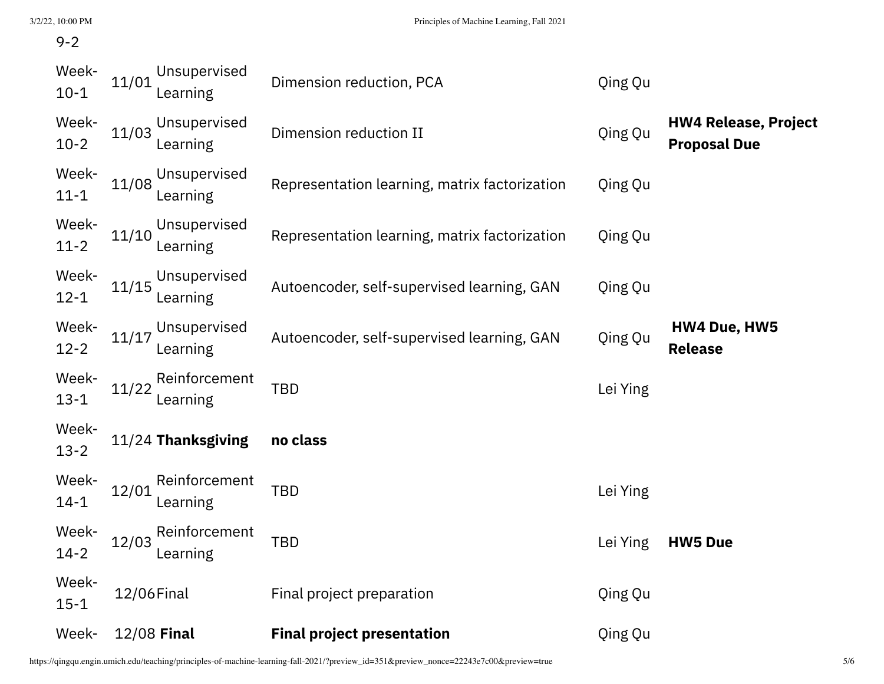| | | | | | |
|---|---|---|---|---|---|
| 9-2 | | | | | |
| Week-10-1 | 11/01 | Unsupervised Learning | Dimension reduction, PCA | Qing Qu | |
| Week-10-2 | 11/03 | Unsupervised Learning | Dimension reduction II | Qing Qu | **HW4 Release, Project Proposal Due** |
| Week-11-1 | 11/08 | Unsupervised Learning | Representation learning, matrix factorization | Qing Qu | |
| Week-11-2 | 11/10 | Unsupervised Learning | Representation learning, matrix factorization | Qing Qu | |
| Week-12-1 | 11/15 | Unsupervised Learning | Autoencoder, self-supervised learning, GAN | Qing Qu | |
| Week-12-2 | 11/17 | Unsupervised Learning | Autoencoder, self-supervised learning, GAN | Qing Qu | **HW4 Due, HW5 Release** |
| Week-13-1 | 11/22 | Reinforcement Learning | TBD | Lei Ying | |
| Week-13-2 | 11/24 | **Thanksgiving** | **no class** | | |
| Week-14-1 | 12/01 | Reinforcement Learning | TBD | Lei Ying | |
| Week-14-2 | 12/03 | Reinforcement Learning | TBD | Lei Ying | **HW5 Due** |
| Week-15-1 | 12/06 | Final | Final project preparation | Qing Qu | |
| Week- | 12/08 | **Final** | **Final project presentation** | Qing Qu | |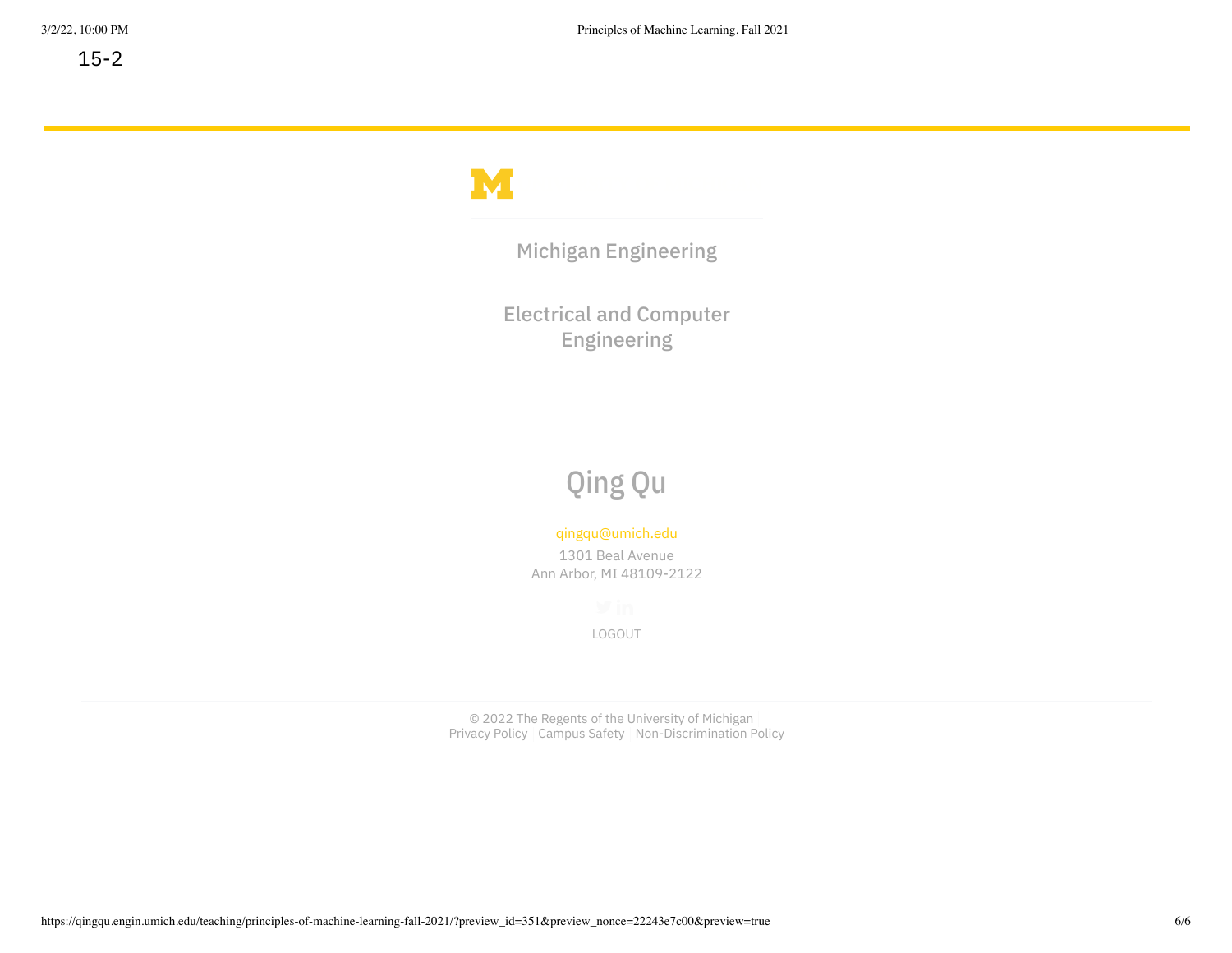15-2

Michigan Engineering

Electrical and Computer Engineering

Qing Qu

qingqu@umich.edu

1301 Beal Avenue
Ann Arbor, MI 48109-2122

LOGOUT

© 2022 The Regents of the University of Michigan
Privacy Policy | Campus Safety | Non-Discrimination Policy